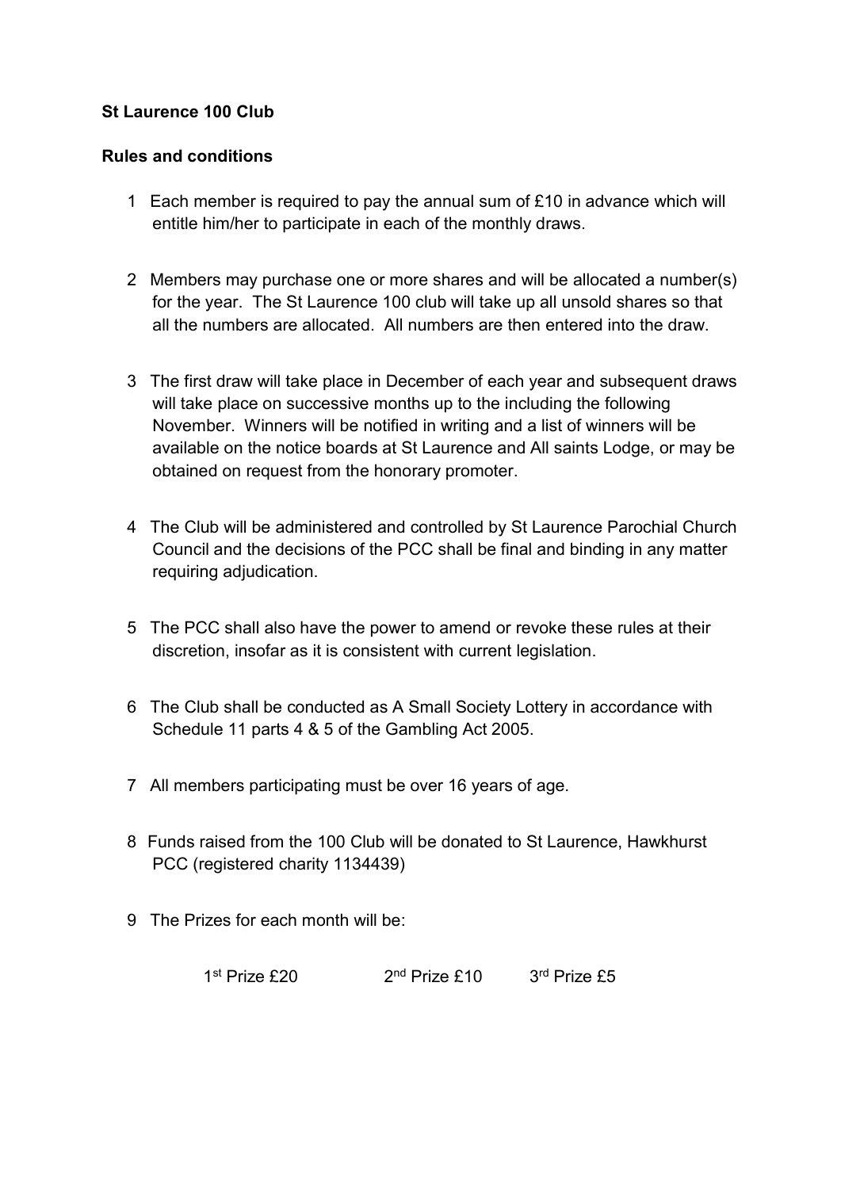**St Laurence 100 Club**

**Rules and conditions**

1. Each member is required to pay the annual sum of £10 in advance which will entitle him/her to participate in each of the monthly draws.

2. Members may purchase one or more shares and will be allocated a number(s) for the year. The St Laurence 100 club will take up all unsold shares so that all the numbers are allocated. All numbers are then entered into the draw.

3. The first draw will take place in December of each year and subsequent draws will take place on successive months up to the including the following November. Winners will be notified in writing and a list of winners will be available on the notice boards at St Laurence and All saints Lodge, or may be obtained on request from the honorary promoter.

4. The Club will be administered and controlled by St Laurence Parochial Church Council and the decisions of the PCC shall be final and binding in any matter requiring adjudication.

5. The PCC shall also have the power to amend or revoke these rules at their discretion, insofar as it is consistent with current legislation.

6. The Club shall be conducted as A Small Society Lottery in accordance with Schedule 11 parts 4 & 5 of the Gambling Act 2005.

7. All members participating must be over 16 years of age.

8. Funds raised from the 100 Club will be donated to St Laurence, Hawkhurst PCC (registered charity 1134439)

9. The Prizes for each month will be:

   1st Prize £20 2nd Prize £10 3rd Prize £5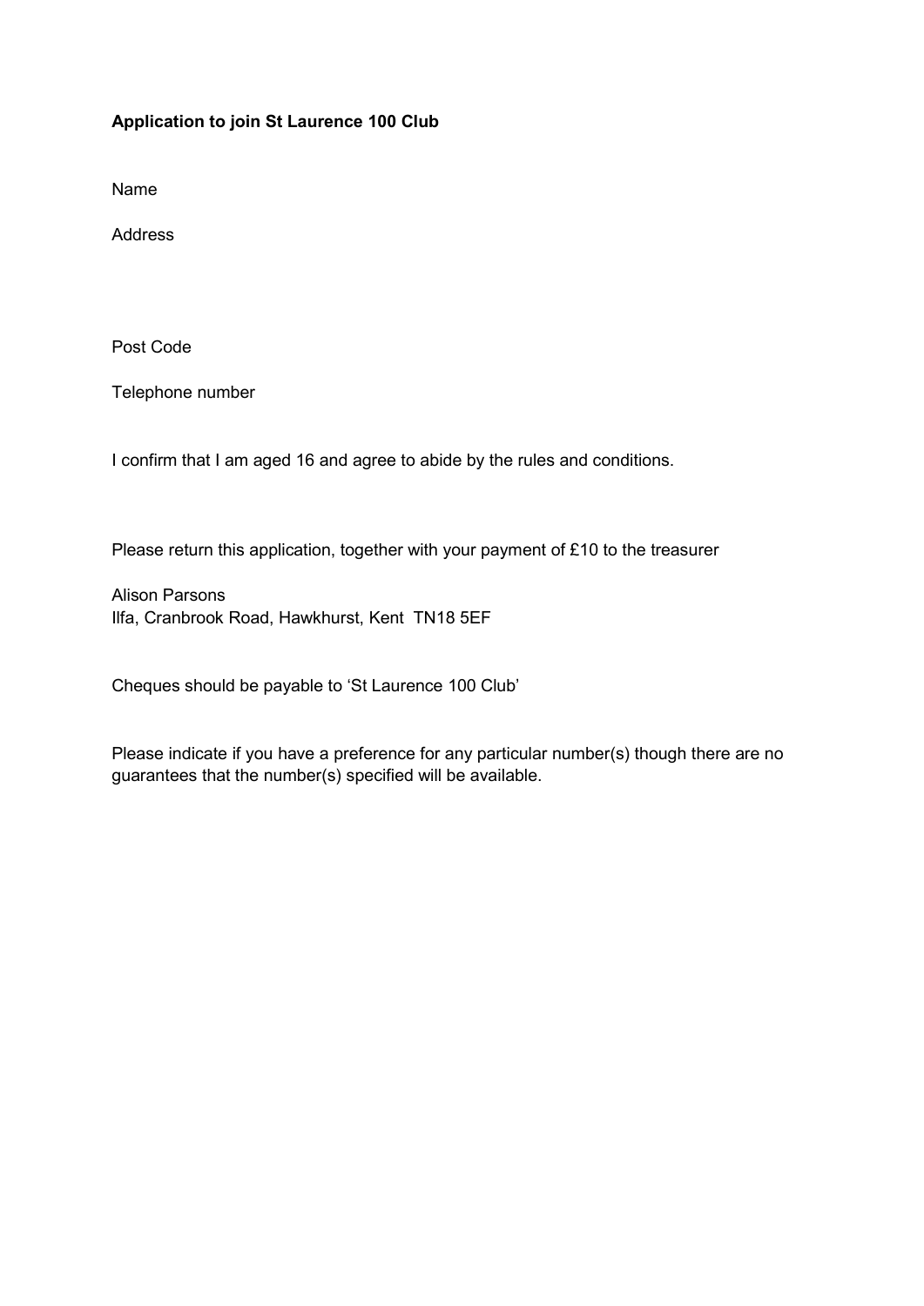**Application to join St Laurence 100 Club**

Name

Address

Post Code

Telephone number

I confirm that I am aged 16 and agree to abide by the rules and conditions.

Please return this application, together with your payment of £10 to the treasurer

Alison Parsons
Ilfa, Cranbrook Road, Hawkhurst, Kent TN18 5EF

Cheques should be payable to 'St Laurence 100 Club'

Please indicate if you have a preference for any particular number(s) though there are no guarantees that the number(s) specified will be available.